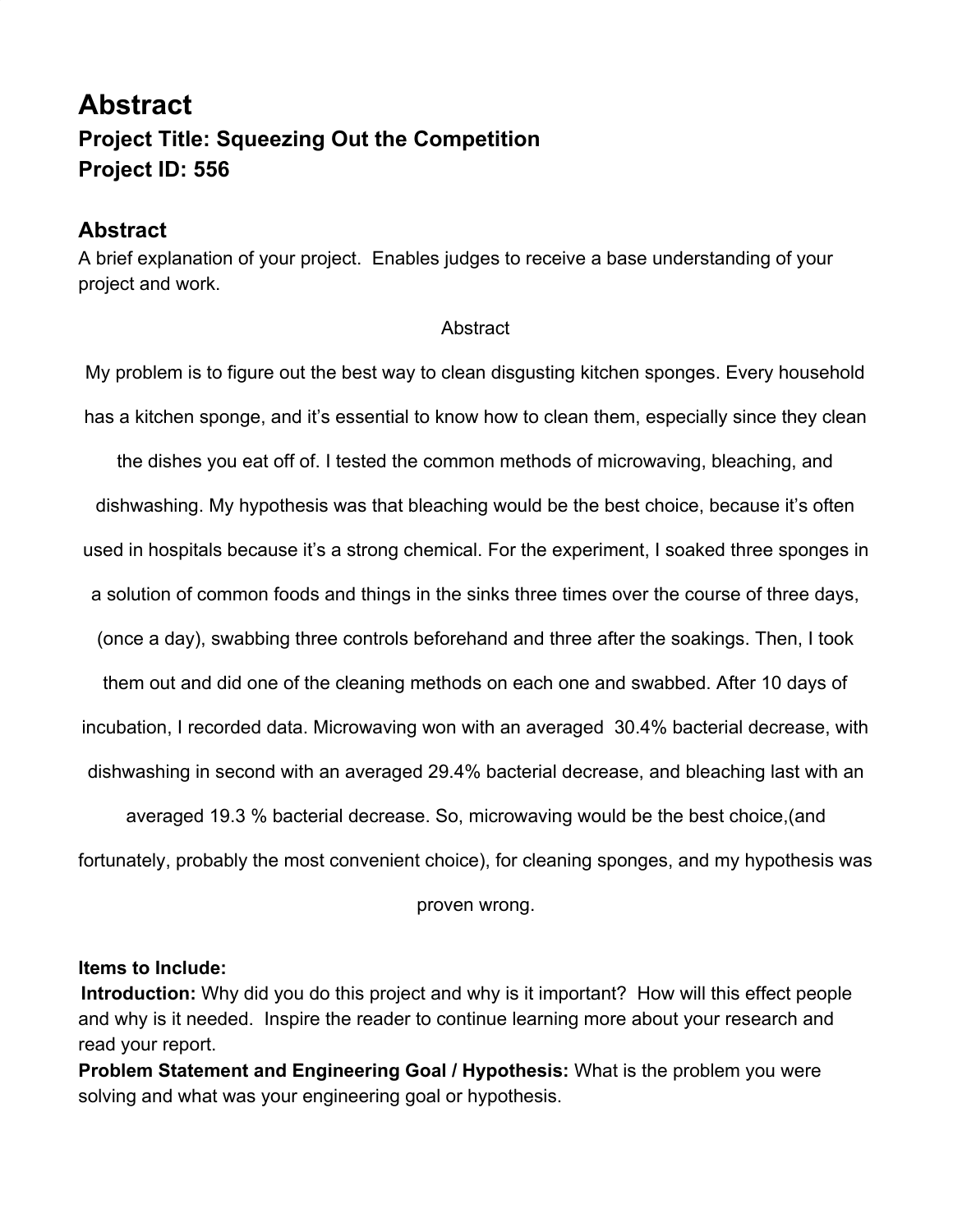# Abstract

## Project Title: Squeezing Out the Competition

## Project ID: 556

## Abstract

A brief explanation of your project. Enables judges to receive a base understanding of your project and work.

Abstract

My problem is to figure out the best way to clean disgusting kitchen sponges. Every household has a kitchen sponge, and it's essential to know how to clean them, especially since they clean the dishes you eat off of. I tested the common methods of microwaving, bleaching, and dishwashing. My hypothesis was that bleaching would be the best choice, because it's often used in hospitals because it's a strong chemical. For the experiment, I soaked three sponges in a solution of common foods and things in the sinks three times over the course of three days, (once a day), swabbing three controls beforehand and three after the soakings. Then, I took them out and did one of the cleaning methods on each one and swabbed. After 10 days of incubation, I recorded data. Microwaving won with an averaged 30.4% bacterial decrease, with dishwashing in second with an averaged 29.4% bacterial decrease, and bleaching last with an averaged 19.3 % bacterial decrease. So, microwaving would be the best choice,(and fortunately, probably the most convenient choice), for cleaning sponges, and my hypothesis was proven wrong.

**Items to Include:**

**Introduction:** Why did you do this project and why is it important? How will this effect people and why is it needed. Inspire the reader to continue learning more about your research and read your report.

**Problem Statement and Engineering Goal / Hypothesis:** What is the problem you were solving and what was your engineering goal or hypothesis.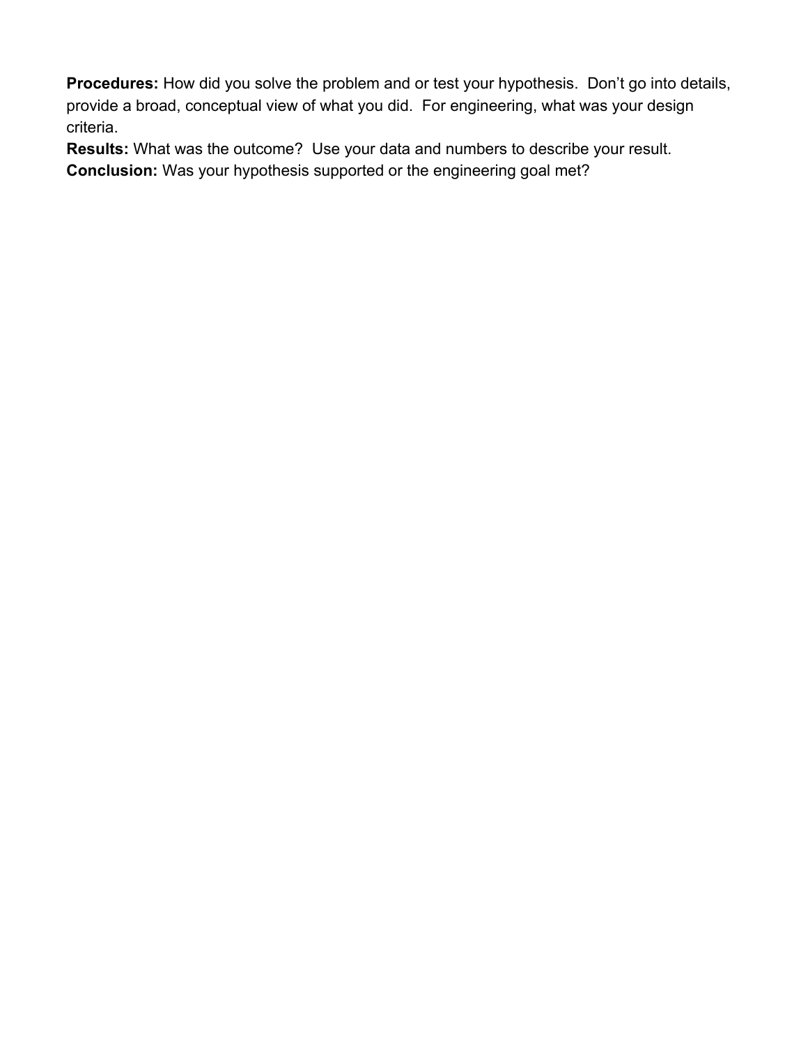**Procedures:** How did you solve the problem and or test your hypothesis.  Don't go into details, provide a broad, conceptual view of what you did.  For engineering, what was your design criteria.

**Results:** What was the outcome?  Use your data and numbers to describe your result.

**Conclusion:** Was your hypothesis supported or the engineering goal met?